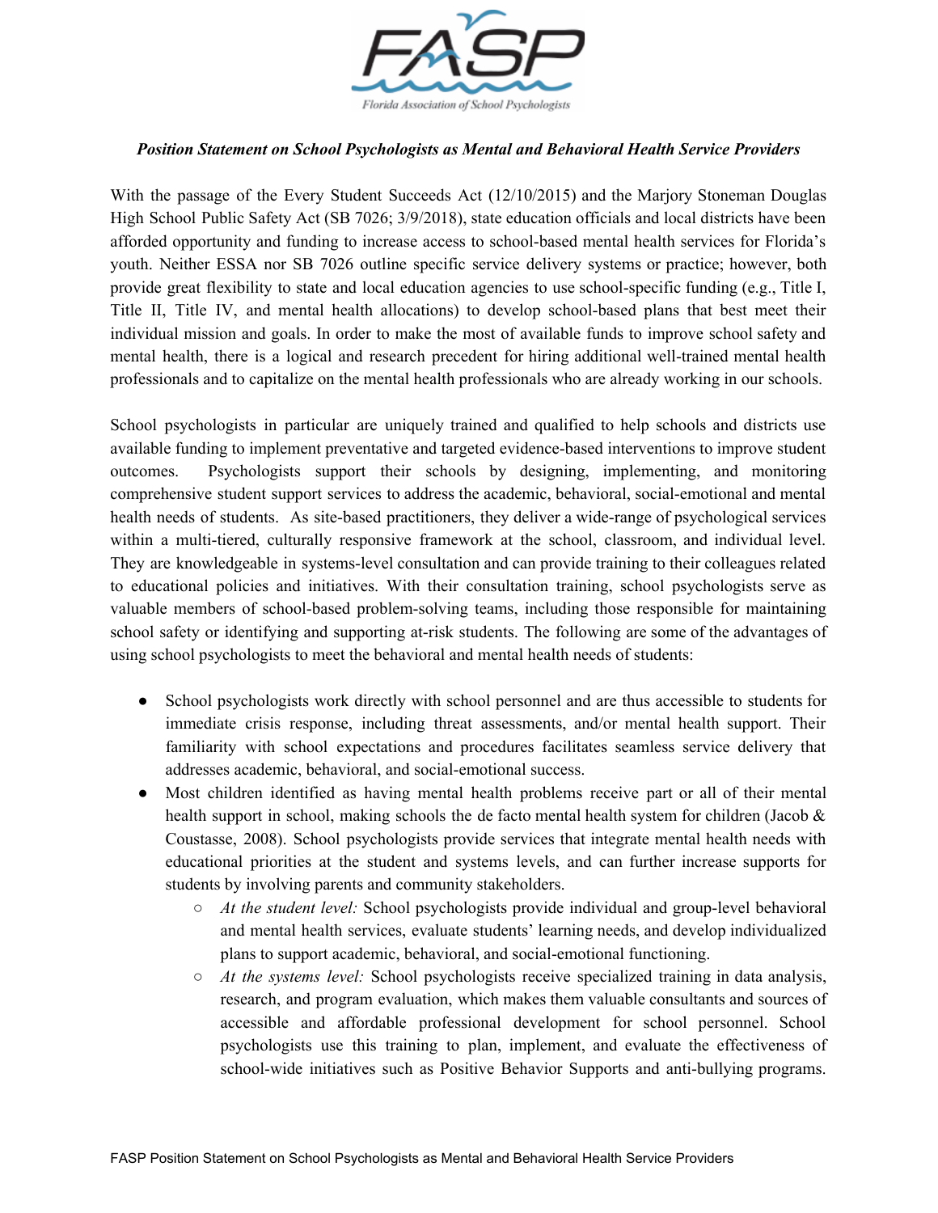FASP

Florida Association of School Psychologists

***Position Statement on School Psychologists as Mental and Behavioral Health Service Providers***

With the passage of the Every Student Succeeds Act (12/10/2015) and the Marjory Stoneman Douglas High School Public Safety Act (SB 7026; 3/9/2018), state education officials and local districts have been afforded opportunity and funding to increase access to school-based mental health services for Florida's youth. Neither ESSA nor SB 7026 outline specific service delivery systems or practice; however, both provide great flexibility to state and local education agencies to use school-specific funding (e.g., Title I, Title II, Title IV, and mental health allocations) to develop school-based plans that best meet their individual mission and goals. In order to make the most of available funds to improve school safety and mental health, there is a logical and research precedent for hiring additional well-trained mental health professionals and to capitalize on the mental health professionals who are already working in our schools.

School psychologists in particular are uniquely trained and qualified to help schools and districts use available funding to implement preventative and targeted evidence-based interventions to improve student outcomes. Psychologists support their schools by designing, implementing, and monitoring comprehensive student support services to address the academic, behavioral, social-emotional and mental health needs of students. As site-based practitioners, they deliver a wide-range of psychological services within a multi-tiered, culturally responsive framework at the school, classroom, and individual level. They are knowledgeable in systems-level consultation and can provide training to their colleagues related to educational policies and initiatives. With their consultation training, school psychologists serve as valuable members of school-based problem-solving teams, including those responsible for maintaining school safety or identifying and supporting at-risk students. The following are some of the advantages of using school psychologists to meet the behavioral and mental health needs of students:

- School psychologists work directly with school personnel and are thus accessible to students for immediate crisis response, including threat assessments, and/or mental health support. Their familiarity with school expectations and procedures facilitates seamless service delivery that addresses academic, behavioral, and social-emotional success.
- Most children identified as having mental health problems receive part or all of their mental health support in school, making schools the de facto mental health system for children (Jacob & Coustasse, 2008). School psychologists provide services that integrate mental health needs with educational priorities at the student and systems levels, and can further increase supports for students by involving parents and community stakeholders.
  - *At the student level:* School psychologists provide individual and group-level behavioral and mental health services, evaluate students' learning needs, and develop individualized plans to support academic, behavioral, and social-emotional functioning.
  - *At the systems level:* School psychologists receive specialized training in data analysis, research, and program evaluation, which makes them valuable consultants and sources of accessible and affordable professional development for school personnel. School psychologists use this training to plan, implement, and evaluate the effectiveness of school-wide initiatives such as Positive Behavior Supports and anti-bullying programs.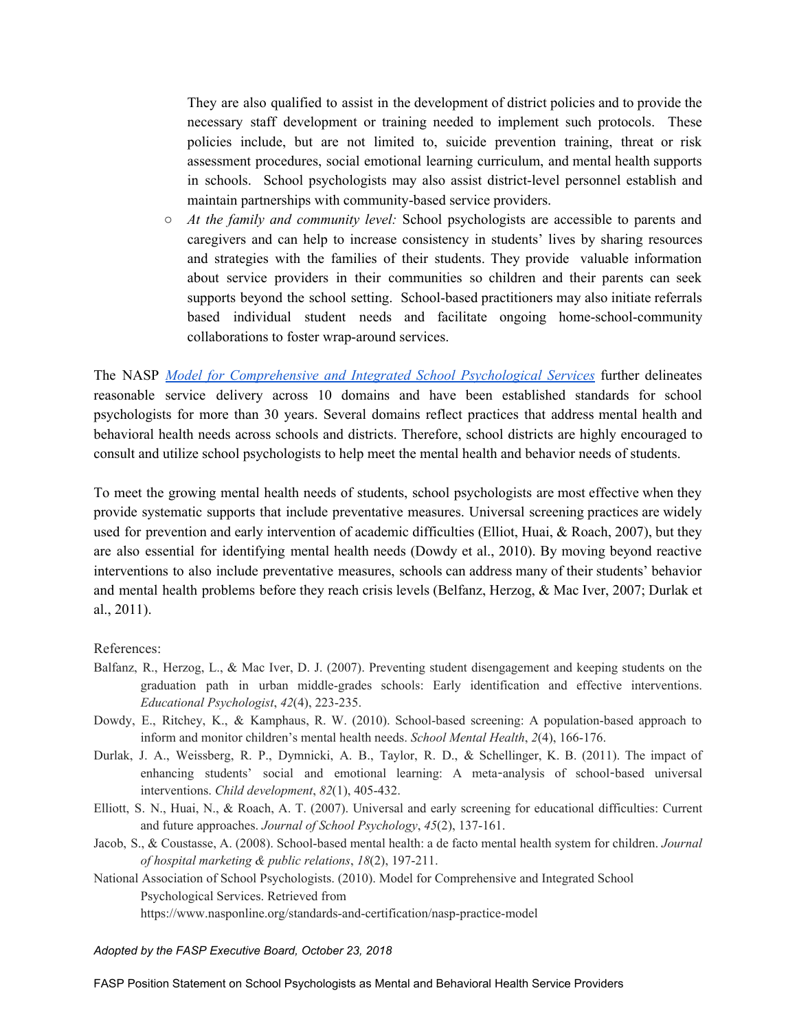They are also qualified to assist in the development of district policies and to provide the necessary staff development or training needed to implement such protocols. These policies include, but are not limited to, suicide prevention training, threat or risk assessment procedures, social emotional learning curriculum, and mental health supports in schools. School psychologists may also assist district-level personnel establish and maintain partnerships with community-based service providers.

- *At the family and community level:* School psychologists are accessible to parents and caregivers and can help to increase consistency in students' lives by sharing resources and strategies with the families of their students. They provide valuable information about service providers in their communities so children and their parents can seek supports beyond the school setting. School-based practitioners may also initiate referrals based individual student needs and facilitate ongoing home-school-community collaborations to foster wrap-around services.

The NASP *Model for Comprehensive and Integrated School Psychological Services* further delineates reasonable service delivery across 10 domains and have been established standards for school psychologists for more than 30 years. Several domains reflect practices that address mental health and behavioral health needs across schools and districts. Therefore, school districts are highly encouraged to consult and utilize school psychologists to help meet the mental health and behavior needs of students.

To meet the growing mental health needs of students, school psychologists are most effective when they provide systematic supports that include preventative measures. Universal screening practices are widely used for prevention and early intervention of academic difficulties (Elliot, Huai, & Roach, 2007), but they are also essential for identifying mental health needs (Dowdy et al., 2010). By moving beyond reactive interventions to also include preventative measures, schools can address many of their students' behavior and mental health problems before they reach crisis levels (Belfanz, Herzog, & Mac Iver, 2007; Durlak et al., 2011).

References:

Balfanz, R., Herzog, L., & Mac Iver, D. J. (2007). Preventing student disengagement and keeping students on the graduation path in urban middle-grades schools: Early identification and effective interventions. *Educational Psychologist*, *42*(4), 223-235.

Dowdy, E., Ritchey, K., & Kamphaus, R. W. (2010). School-based screening: A population-based approach to inform and monitor children's mental health needs. *School Mental Health*, *2*(4), 166-176.

Durlak, J. A., Weissberg, R. P., Dymnicki, A. B., Taylor, R. D., & Schellinger, K. B. (2011). The impact of enhancing students' social and emotional learning: A meta-analysis of school-based universal interventions. *Child development*, *82*(1), 405-432.

Elliott, S. N., Huai, N., & Roach, A. T. (2007). Universal and early screening for educational difficulties: Current and future approaches. *Journal of School Psychology*, *45*(2), 137-161.

Jacob, S., & Coustasse, A. (2008). School-based mental health: a de facto mental health system for children. *Journal of hospital marketing & public relations*, *18*(2), 197-211.

National Association of School Psychologists. (2010). Model for Comprehensive and Integrated School Psychological Services. Retrieved from https://www.nasponline.org/standards-and-certification/nasp-practice-model

*Adopted by the FASP Executive Board, October 23, 2018*